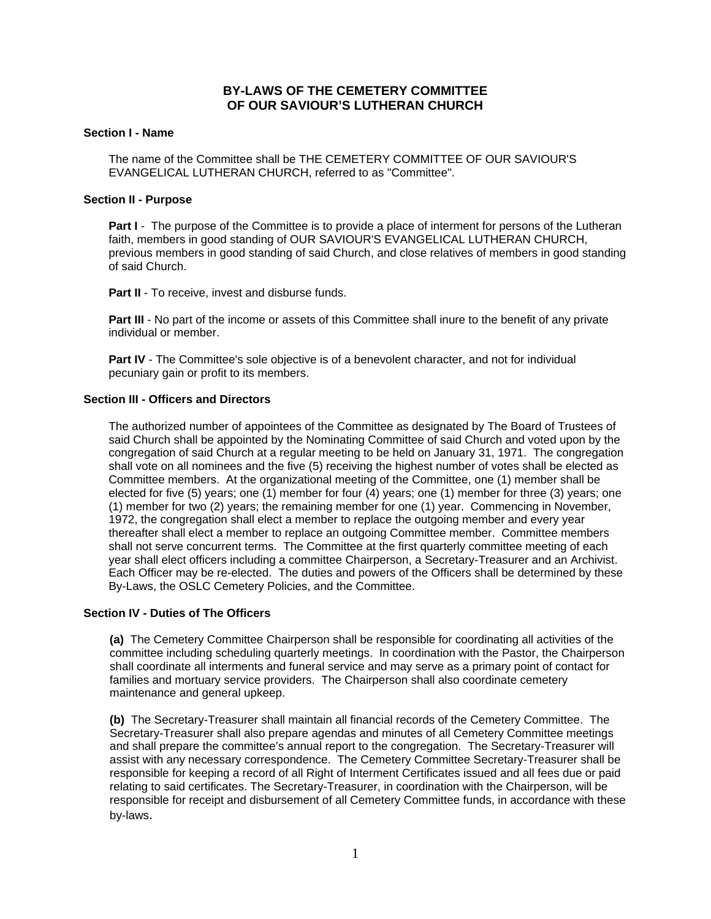# BY-LAWS OF THE CEMETERY COMMITTEE OF OUR SAVIOUR'S LUTHERAN CHURCH

**Section I - Name**

The name of the Committee shall be THE CEMETERY COMMITTEE OF OUR SAVIOUR'S EVANGELICAL LUTHERAN CHURCH, referred to as "Committee".

**Section II - Purpose**

**Part I** - The purpose of the Committee is to provide a place of interment for persons of the Lutheran faith, members in good standing of OUR SAVIOUR'S EVANGELICAL LUTHERAN CHURCH, previous members in good standing of said Church, and close relatives of members in good standing of said Church.

**Part II** - To receive, invest and disburse funds.

**Part III** - No part of the income or assets of this Committee shall inure to the benefit of any private individual or member.

**Part IV** - The Committee's sole objective is of a benevolent character, and not for individual pecuniary gain or profit to its members.

**Section III - Officers and Directors**

The authorized number of appointees of the Committee as designated by The Board of Trustees of said Church shall be appointed by the Nominating Committee of said Church and voted upon by the congregation of said Church at a regular meeting to be held on January 31, 1971. The congregation shall vote on all nominees and the five (5) receiving the highest number of votes shall be elected as Committee members. At the organizational meeting of the Committee, one (1) member shall be elected for five (5) years; one (1) member for four (4) years; one (1) member for three (3) years; one (1) member for two (2) years; the remaining member for one (1) year. Commencing in November, 1972, the congregation shall elect a member to replace the outgoing member and every year thereafter shall elect a member to replace an outgoing Committee member. Committee members shall not serve concurrent terms. The Committee at the first quarterly committee meeting of each year shall elect officers including a committee Chairperson, a Secretary-Treasurer and an Archivist. Each Officer may be re-elected. The duties and powers of the Officers shall be determined by these By-Laws, the OSLC Cemetery Policies, and the Committee.

**Section IV - Duties of The Officers**

**(a)** The Cemetery Committee Chairperson shall be responsible for coordinating all activities of the committee including scheduling quarterly meetings. In coordination with the Pastor, the Chairperson shall coordinate all interments and funeral service and may serve as a primary point of contact for families and mortuary service providers. The Chairperson shall also coordinate cemetery maintenance and general upkeep.

**(b)** The Secretary-Treasurer shall maintain all financial records of the Cemetery Committee. The Secretary-Treasurer shall also prepare agendas and minutes of all Cemetery Committee meetings and shall prepare the committee's annual report to the congregation. The Secretary-Treasurer will assist with any necessary correspondence. The Cemetery Committee Secretary-Treasurer shall be responsible for keeping a record of all Right of Interment Certificates issued and all fees due or paid relating to said certificates. The Secretary-Treasurer, in coordination with the Chairperson, will be responsible for receipt and disbursement of all Cemetery Committee funds, in accordance with these by-laws.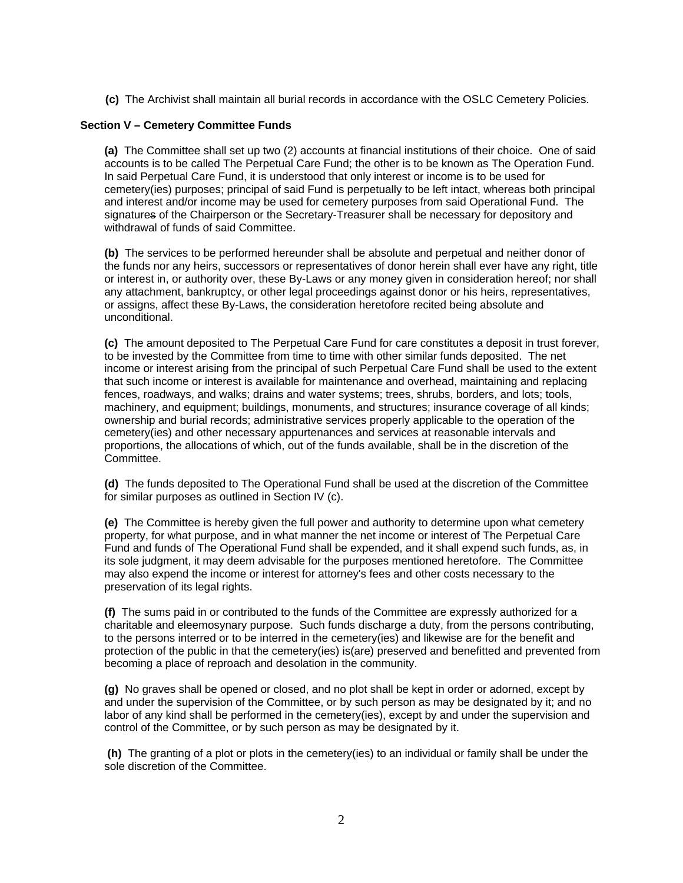**(c)** The Archivist shall maintain all burial records in accordance with the OSLC Cemetery Policies.

**Section V – Cemetery Committee Funds**

**(a)** The Committee shall set up two (2) accounts at financial institutions of their choice. One of said accounts is to be called The Perpetual Care Fund; the other is to be known as The Operation Fund. In said Perpetual Care Fund, it is understood that only interest or income is to be used for cemetery(ies) purposes; principal of said Fund is perpetually to be left intact, whereas both principal and interest and/or income may be used for cemetery purposes from said Operational Fund. The signatures of the Chairperson or the Secretary-Treasurer shall be necessary for depository and withdrawal of funds of said Committee.

**(b)** The services to be performed hereunder shall be absolute and perpetual and neither donor of the funds nor any heirs, successors or representatives of donor herein shall ever have any right, title or interest in, or authority over, these By-Laws or any money given in consideration hereof; nor shall any attachment, bankruptcy, or other legal proceedings against donor or his heirs, representatives, or assigns, affect these By-Laws, the consideration heretofore recited being absolute and unconditional.

**(c)** The amount deposited to The Perpetual Care Fund for care constitutes a deposit in trust forever, to be invested by the Committee from time to time with other similar funds deposited. The net income or interest arising from the principal of such Perpetual Care Fund shall be used to the extent that such income or interest is available for maintenance and overhead, maintaining and replacing fences, roadways, and walks; drains and water systems; trees, shrubs, borders, and lots; tools, machinery, and equipment; buildings, monuments, and structures; insurance coverage of all kinds; ownership and burial records; administrative services properly applicable to the operation of the cemetery(ies) and other necessary appurtenances and services at reasonable intervals and proportions, the allocations of which, out of the funds available, shall be in the discretion of the Committee.

**(d)** The funds deposited to The Operational Fund shall be used at the discretion of the Committee for similar purposes as outlined in Section IV (c).

**(e)** The Committee is hereby given the full power and authority to determine upon what cemetery property, for what purpose, and in what manner the net income or interest of The Perpetual Care Fund and funds of The Operational Fund shall be expended, and it shall expend such funds, as, in its sole judgment, it may deem advisable for the purposes mentioned heretofore. The Committee may also expend the income or interest for attorney's fees and other costs necessary to the preservation of its legal rights.

**(f)** The sums paid in or contributed to the funds of the Committee are expressly authorized for a charitable and eleemosynary purpose. Such funds discharge a duty, from the persons contributing, to the persons interred or to be interred in the cemetery(ies) and likewise are for the benefit and protection of the public in that the cemetery(ies) is(are) preserved and benefitted and prevented from becoming a place of reproach and desolation in the community.

**(g)** No graves shall be opened or closed, and no plot shall be kept in order or adorned, except by and under the supervision of the Committee, or by such person as may be designated by it; and no labor of any kind shall be performed in the cemetery(ies), except by and under the supervision and control of the Committee, or by such person as may be designated by it.

**(h)** The granting of a plot or plots in the cemetery(ies) to an individual or family shall be under the sole discretion of the Committee.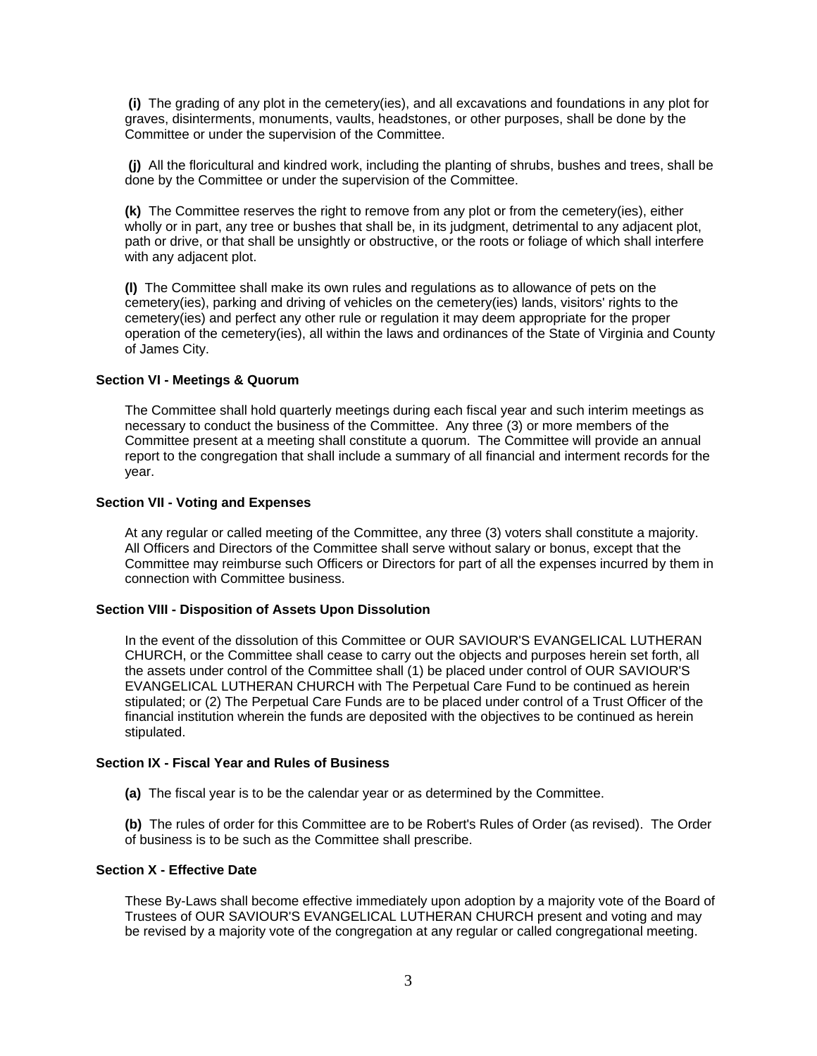**(i)** The grading of any plot in the cemetery(ies), and all excavations and foundations in any plot for graves, disinterments, monuments, vaults, headstones, or other purposes, shall be done by the Committee or under the supervision of the Committee.

**(j)** All the floricultural and kindred work, including the planting of shrubs, bushes and trees, shall be done by the Committee or under the supervision of the Committee.

**(k)** The Committee reserves the right to remove from any plot or from the cemetery(ies), either wholly or in part, any tree or bushes that shall be, in its judgment, detrimental to any adjacent plot, path or drive, or that shall be unsightly or obstructive, or the roots or foliage of which shall interfere with any adjacent plot.

**(l)** The Committee shall make its own rules and regulations as to allowance of pets on the cemetery(ies), parking and driving of vehicles on the cemetery(ies) lands, visitors' rights to the cemetery(ies) and perfect any other rule or regulation it may deem appropriate for the proper operation of the cemetery(ies), all within the laws and ordinances of the State of Virginia and County of James City.

**Section VI - Meetings & Quorum**

The Committee shall hold quarterly meetings during each fiscal year and such interim meetings as necessary to conduct the business of the Committee. Any three (3) or more members of the Committee present at a meeting shall constitute a quorum. The Committee will provide an annual report to the congregation that shall include a summary of all financial and interment records for the year.

**Section VII - Voting and Expenses**

At any regular or called meeting of the Committee, any three (3) voters shall constitute a majority. All Officers and Directors of the Committee shall serve without salary or bonus, except that the Committee may reimburse such Officers or Directors for part of all the expenses incurred by them in connection with Committee business.

**Section VIII - Disposition of Assets Upon Dissolution**

In the event of the dissolution of this Committee or OUR SAVIOUR'S EVANGELICAL LUTHERAN CHURCH, or the Committee shall cease to carry out the objects and purposes herein set forth, all the assets under control of the Committee shall (1) be placed under control of OUR SAVIOUR'S EVANGELICAL LUTHERAN CHURCH with The Perpetual Care Fund to be continued as herein stipulated; or (2) The Perpetual Care Funds are to be placed under control of a Trust Officer of the financial institution wherein the funds are deposited with the objectives to be continued as herein stipulated.

**Section IX - Fiscal Year and Rules of Business**

**(a)** The fiscal year is to be the calendar year or as determined by the Committee.

**(b)** The rules of order for this Committee are to be Robert's Rules of Order (as revised). The Order of business is to be such as the Committee shall prescribe.

**Section X - Effective Date**

These By-Laws shall become effective immediately upon adoption by a majority vote of the Board of Trustees of OUR SAVIOUR'S EVANGELICAL LUTHERAN CHURCH present and voting and may be revised by a majority vote of the congregation at any regular or called congregational meeting.